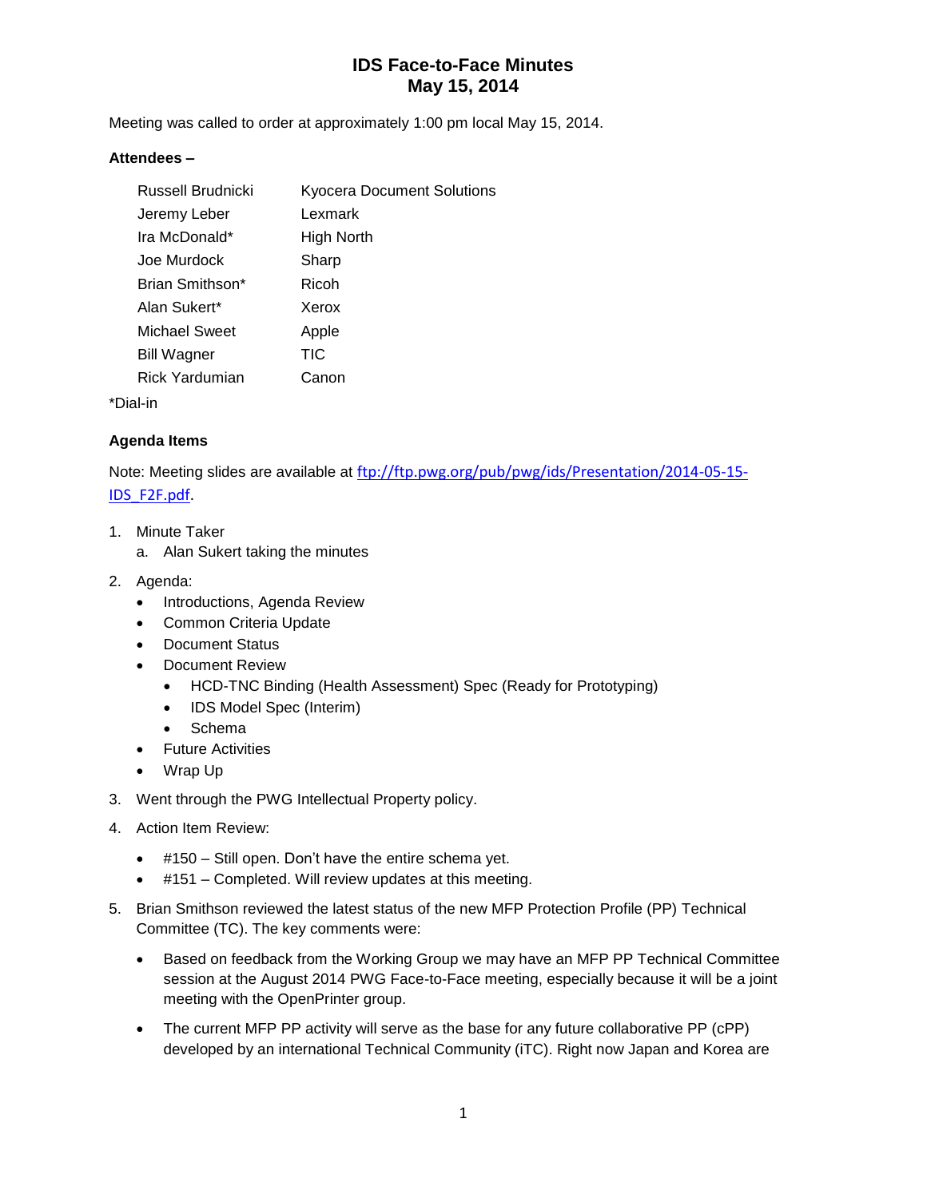# IDS Face-to-Face Minutes
# May 15, 2014

Meeting was called to order at approximately 1:00 pm local May 15, 2014.

**Attendees –**

| | |
|---|---|
| Russell Brudnicki | Kyocera Document Solutions |
| Jeremy Leber | Lexmark |
| Ira McDonald* | High North |
| Joe Murdock | Sharp |
| Brian Smithson* | Ricoh |
| Alan Sukert* | Xerox |
| Michael Sweet | Apple |
| Bill Wagner | TIC |
| Rick Yardumian | Canon |

*Dial-in

**Agenda Items**

Note: Meeting slides are available at [ftp://ftp.pwg.org/pub/pwg/ids/Presentation/2014-05-15-IDS_F2F.pdf](ftp://ftp.pwg.org/pub/pwg/ids/Presentation/2014-05-15-IDS_F2F.pdf).

1. Minute Taker
   a. Alan Sukert taking the minutes
2. Agenda:
   - Introductions, Agenda Review
   - Common Criteria Update
   - Document Status
   - Document Review
     - HCD-TNC Binding (Health Assessment) Spec (Ready for Prototyping)
     - IDS Model Spec (Interim)
     - Schema
   - Future Activities
   - Wrap Up
3. Went through the PWG Intellectual Property policy.
4. Action Item Review:
   - #150 – Still open. Don't have the entire schema yet.
   - #151 – Completed. Will review updates at this meeting.
5. Brian Smithson reviewed the latest status of the new MFP Protection Profile (PP) Technical Committee (TC). The key comments were:
   - Based on feedback from the Working Group we may have an MFP PP Technical Committee session at the August 2014 PWG Face-to-Face meeting, especially because it will be a joint meeting with the OpenPrinter group.
   - The current MFP PP activity will serve as the base for any future collaborative PP (cPP) developed by an international Technical Community (iTC). Right now Japan and Korea are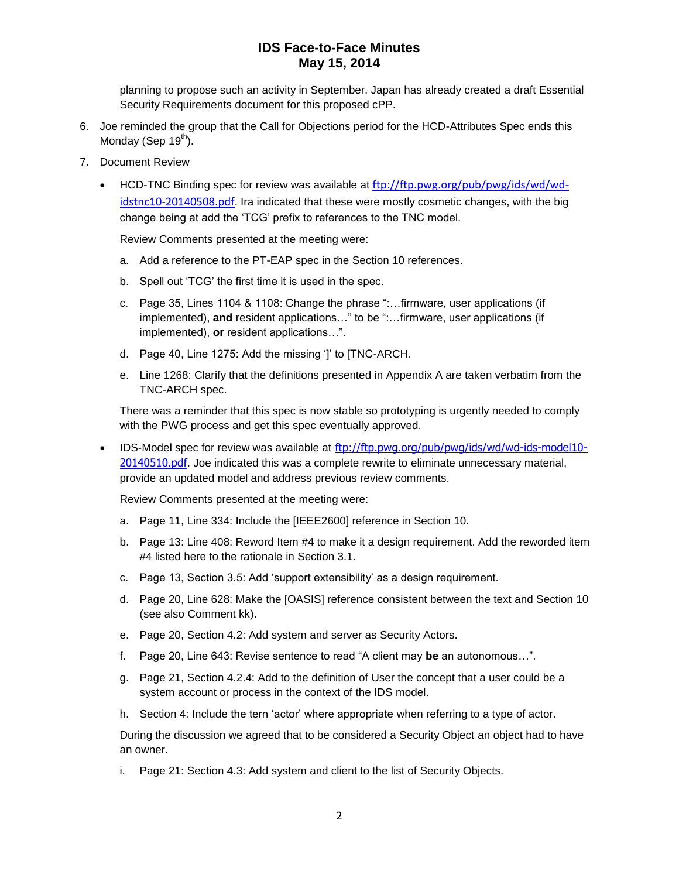planning to propose such an activity in September. Japan has already created a draft Essential Security Requirements document for this proposed cPP.

6. Joe reminded the group that the Call for Objections period for the HCD-Attributes Spec ends this Monday (Sep 19th).

7. Document Review

   - HCD-TNC Binding spec for review was available at ftp://ftp.pwg.org/pub/pwg/ids/wd/wd-idstnc10-20140508.pdf. Ira indicated that these were mostly cosmetic changes, with the big change being at add the 'TCG' prefix to references to the TNC model.

     Review Comments presented at the meeting were:

     a. Add a reference to the PT-EAP spec in the Section 10 references.

     b. Spell out 'TCG' the first time it is used in the spec.

     c. Page 35, Lines 1104 & 1108: Change the phrase ":…firmware, user applications (if implemented), **and** resident applications…" to be ":…firmware, user applications (if implemented), **or** resident applications…".

     d. Page 40, Line 1275: Add the missing ']' to [TNC-ARCH.

     e. Line 1268: Clarify that the definitions presented in Appendix A are taken verbatim from the TNC-ARCH spec.

     There was a reminder that this spec is now stable so prototyping is urgently needed to comply with the PWG process and get this spec eventually approved.

   - IDS-Model spec for review was available at ftp://ftp.pwg.org/pub/pwg/ids/wd/wd-ids-model10-20140510.pdf. Joe indicated this was a complete rewrite to eliminate unnecessary material, provide an updated model and address previous review comments.

     Review Comments presented at the meeting were:

     a. Page 11, Line 334: Include the [IEEE2600] reference in Section 10.

     b. Page 13: Line 408: Reword Item #4 to make it a design requirement. Add the reworded item #4 listed here to the rationale in Section 3.1.

     c. Page 13, Section 3.5: Add 'support extensibility' as a design requirement.

     d. Page 20, Line 628: Make the [OASIS] reference consistent between the text and Section 10 (see also Comment kk).

     e. Page 20, Section 4.2: Add system and server as Security Actors.

     f. Page 20, Line 643: Revise sentence to read "A client may **be** an autonomous…".

     g. Page 21, Section 4.2.4: Add to the definition of User the concept that a user could be a system account or process in the context of the IDS model.

     h. Section 4: Include the tern 'actor' where appropriate when referring to a type of actor.

     During the discussion we agreed that to be considered a Security Object an object had to have an owner.

     i. Page 21: Section 4.3: Add system and client to the list of Security Objects.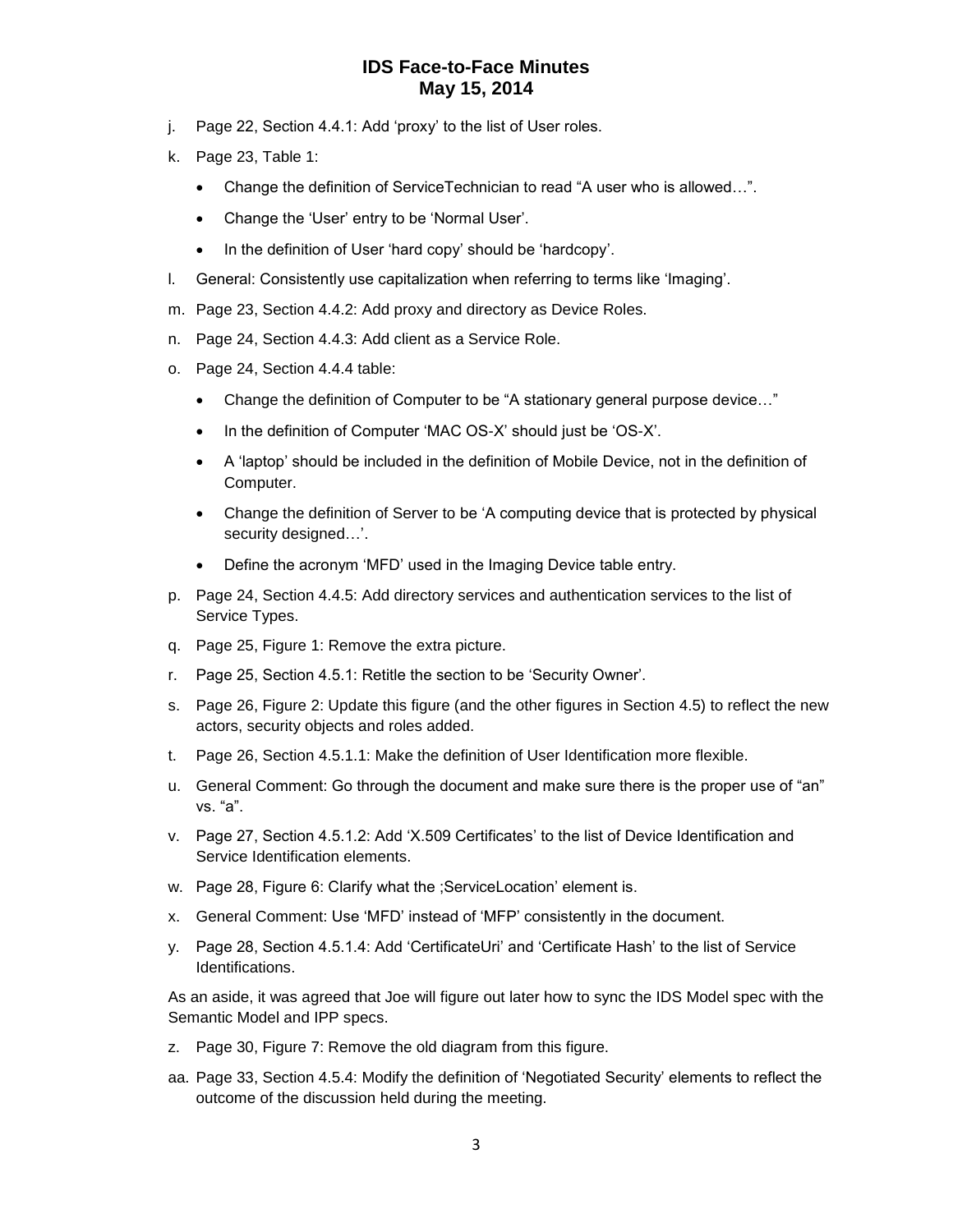j. Page 22, Section 4.4.1: Add 'proxy' to the list of User roles.

k. Page 23, Table 1:

   - Change the definition of ServiceTechnician to read "A user who is allowed…".
   - Change the 'User' entry to be 'Normal User'.
   - In the definition of User 'hard copy' should be 'hardcopy'.

l. General: Consistently use capitalization when referring to terms like 'Imaging'.

m. Page 23, Section 4.4.2: Add proxy and directory as Device Roles.

n. Page 24, Section 4.4.3: Add client as a Service Role.

o. Page 24, Section 4.4.4 table:

   - Change the definition of Computer to be "A stationary general purpose device…"
   - In the definition of Computer 'MAC OS-X' should just be 'OS-X'.
   - A 'laptop' should be included in the definition of Mobile Device, not in the definition of Computer.
   - Change the definition of Server to be 'A computing device that is protected by physical security designed…'.
   - Define the acronym 'MFD' used in the Imaging Device table entry.

p. Page 24, Section 4.4.5: Add directory services and authentication services to the list of Service Types.

q. Page 25, Figure 1: Remove the extra picture.

r. Page 25, Section 4.5.1: Retitle the section to be 'Security Owner'.

s. Page 26, Figure 2: Update this figure (and the other figures in Section 4.5) to reflect the new actors, security objects and roles added.

t. Page 26, Section 4.5.1.1: Make the definition of User Identification more flexible.

u. General Comment: Go through the document and make sure there is the proper use of "an" vs. "a".

v. Page 27, Section 4.5.1.2: Add 'X.509 Certificates' to the list of Device Identification and Service Identification elements.

w. Page 28, Figure 6: Clarify what the ;ServiceLocation' element is.

x. General Comment: Use 'MFD' instead of 'MFP' consistently in the document.

y. Page 28, Section 4.5.1.4: Add 'CertificateUri' and 'Certificate Hash' to the list of Service Identifications.

As an aside, it was agreed that Joe will figure out later how to sync the IDS Model spec with the Semantic Model and IPP specs.

z. Page 30, Figure 7: Remove the old diagram from this figure.

aa. Page 33, Section 4.5.4: Modify the definition of 'Negotiated Security' elements to reflect the outcome of the discussion held during the meeting.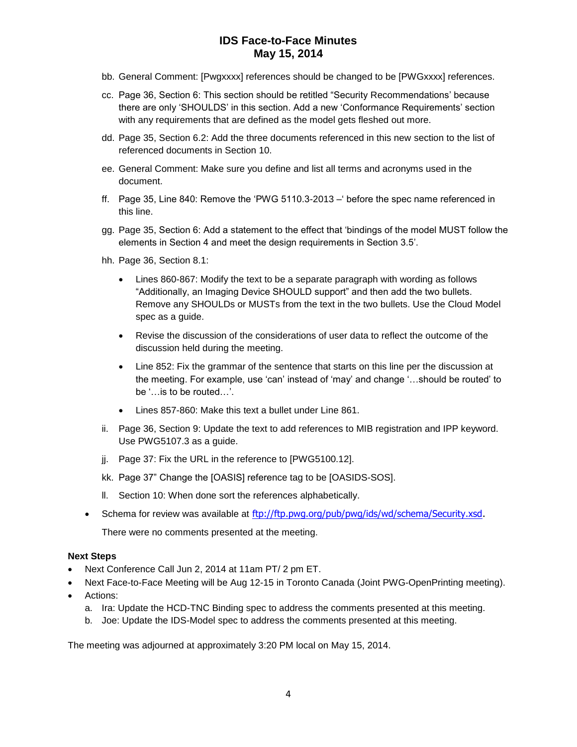bb. General Comment: [Pwgxxxx] references should be changed to be [PWGxxxx] references.

cc. Page 36, Section 6: This section should be retitled "Security Recommendations' because there are only 'SHOULDS' in this section. Add a new 'Conformance Requirements' section with any requirements that are defined as the model gets fleshed out more.

dd. Page 35, Section 6.2: Add the three documents referenced in this new section to the list of referenced documents in Section 10.

ee. General Comment: Make sure you define and list all terms and acronyms used in the document.

ff. Page 35, Line 840: Remove the 'PWG 5110.3-2013 –' before the spec name referenced in this line.

gg. Page 35, Section 6: Add a statement to the effect that 'bindings of the model MUST follow the elements in Section 4 and meet the design requirements in Section 3.5'.

hh. Page 36, Section 8.1:

- Lines 860-867: Modify the text to be a separate paragraph with wording as follows "Additionally, an Imaging Device SHOULD support" and then add the two bullets. Remove any SHOULDs or MUSTs from the text in the two bullets. Use the Cloud Model spec as a guide.
- Revise the discussion of the considerations of user data to reflect the outcome of the discussion held during the meeting.
- Line 852: Fix the grammar of the sentence that starts on this line per the discussion at the meeting. For example, use 'can' instead of 'may' and change '…should be routed' to be '…is to be routed…'.
- Lines 857-860: Make this text a bullet under Line 861.

ii. Page 36, Section 9: Update the text to add references to MIB registration and IPP keyword. Use PWG5107.3 as a guide.

jj. Page 37: Fix the URL in the reference to [PWG5100.12].

kk. Page 37" Change the [OASIS] reference tag to be [OASIDS-SOS].

ll. Section 10: When done sort the references alphabetically.

- Schema for review was available at ftp://ftp.pwg.org/pub/pwg/ids/wd/schema/Security.xsd.

  There were no comments presented at the meeting.

**Next Steps**

- Next Conference Call Jun 2, 2014 at 11am PT/ 2 pm ET.
- Next Face-to-Face Meeting will be Aug 12-15 in Toronto Canada (Joint PWG-OpenPrinting meeting).
- Actions:
  a. Ira: Update the HCD-TNC Binding spec to address the comments presented at this meeting.
  b. Joe: Update the IDS-Model spec to address the comments presented at this meeting.

The meeting was adjourned at approximately 3:20 PM local on May 15, 2014.